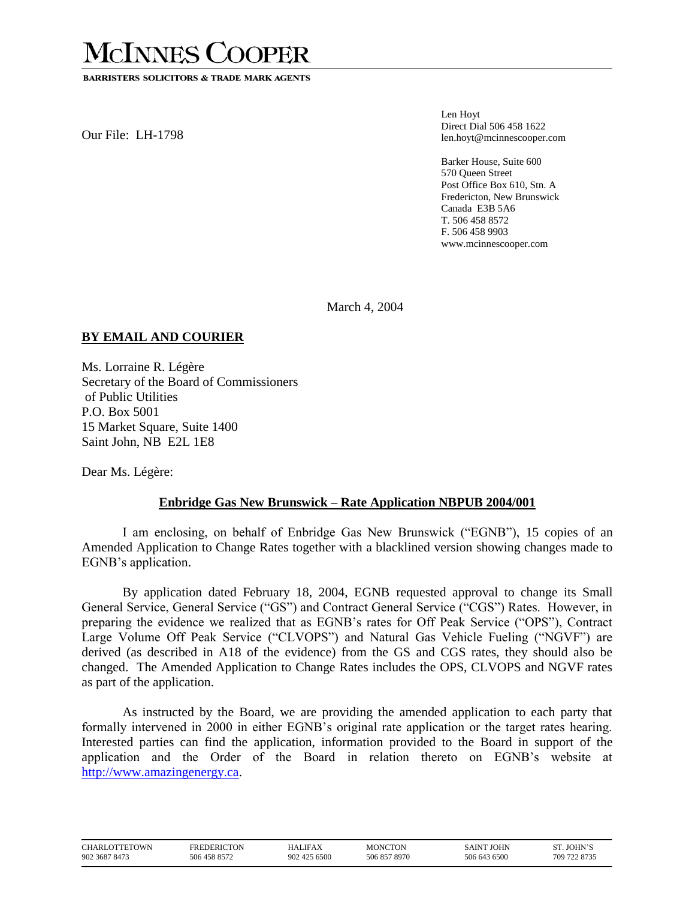# McInnes Cooper

**BARRISTERS SOLICITORS & TRADE MARK AGENTS**

Our File: LH-1798

Len Hoyt
Direct Dial 506 458 1622
len.hoyt@mcinnescooper.com

Barker House, Suite 600
570 Queen Street
Post Office Box 610, Stn. A
Fredericton, New Brunswick
Canada E3B 5A6
T. 506 458 8572
F. 506 458 9903
www.mcinnescooper.com

March 4, 2004

**BY EMAIL AND COURIER**

Ms. Lorraine R. Légère
Secretary of the Board of Commissioners
of Public Utilities
P.O. Box 5001
15 Market Square, Suite 1400
Saint John, NB E2L 1E8

Dear Ms. Légère:

**Enbridge Gas New Brunswick – Rate Application NBPUB 2004/001**

I am enclosing, on behalf of Enbridge Gas New Brunswick ("EGNB"), 15 copies of an Amended Application to Change Rates together with a blacklined version showing changes made to EGNB's application.

By application dated February 18, 2004, EGNB requested approval to change its Small General Service, General Service ("GS") and Contract General Service ("CGS") Rates. However, in preparing the evidence we realized that as EGNB's rates for Off Peak Service ("OPS"), Contract Large Volume Off Peak Service ("CLVOPS") and Natural Gas Vehicle Fueling ("NGVF") are derived (as described in A18 of the evidence) from the GS and CGS rates, they should also be changed. The Amended Application to Change Rates includes the OPS, CLVOPS and NGVF rates as part of the application.

As instructed by the Board, we are providing the amended application to each party that formally intervened in 2000 in either EGNB's original rate application or the target rates hearing. Interested parties can find the application, information provided to the Board in support of the application and the Order of the Board in relation thereto on EGNB's website at http://www.amazingenergy.ca.

| CHARLOTTETOWN | FREDERICTON | HALIFAX | MONCTON | SAINT JOHN | ST. JOHN'S |
|---|---|---|---|---|---|
| 902 3687 8473 | 506 458 8572 | 902 425 6500 | 506 857 8970 | 506 643 6500 | 709 722 8735 |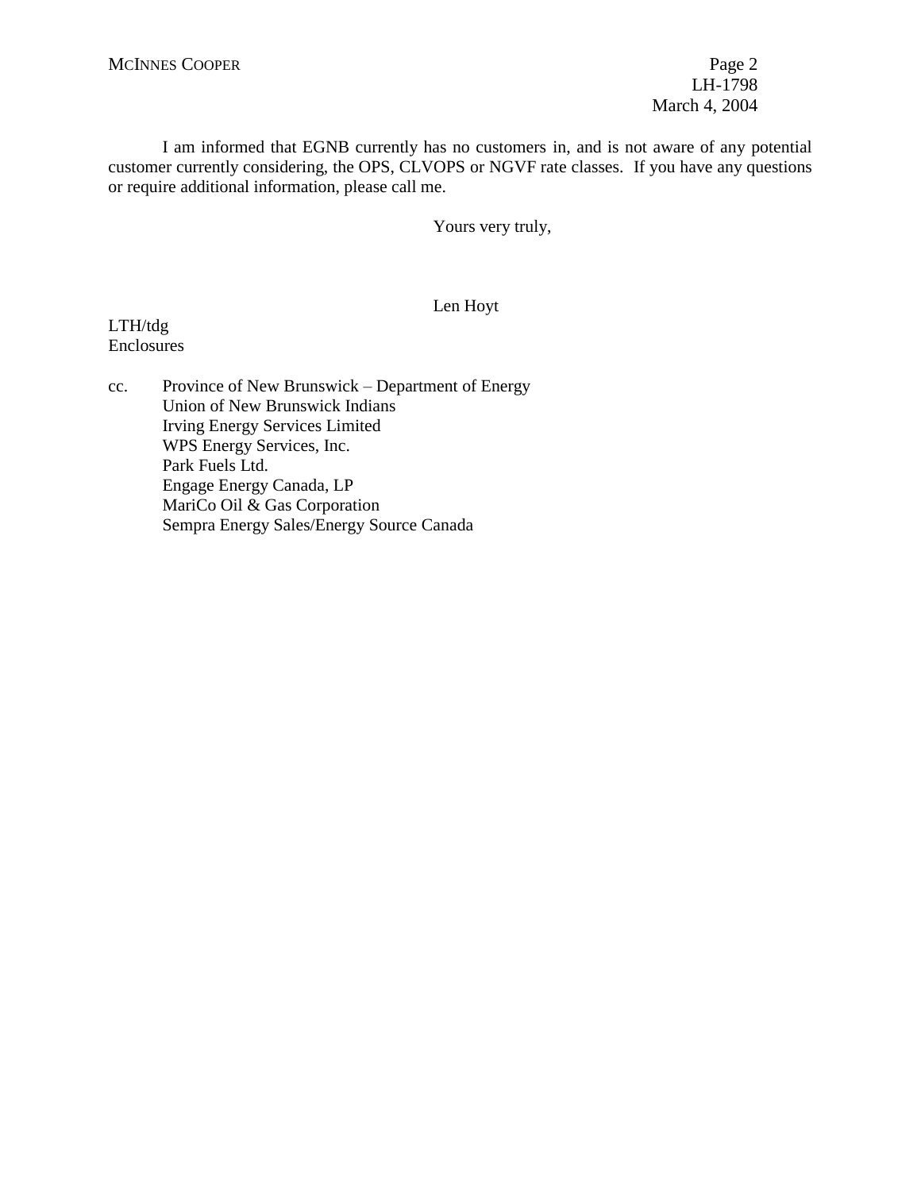I am informed that EGNB currently has no customers in, and is not aware of any potential customer currently considering, the OPS, CLVOPS or NGVF rate classes. If you have any questions or require additional information, please call me.

Yours very truly,

Len Hoyt

LTH/tdg
Enclosures

cc. Province of New Brunswick – Department of Energy
Union of New Brunswick Indians
Irving Energy Services Limited
WPS Energy Services, Inc.
Park Fuels Ltd.
Engage Energy Canada, LP
MariCo Oil & Gas Corporation
Sempra Energy Sales/Energy Source Canada